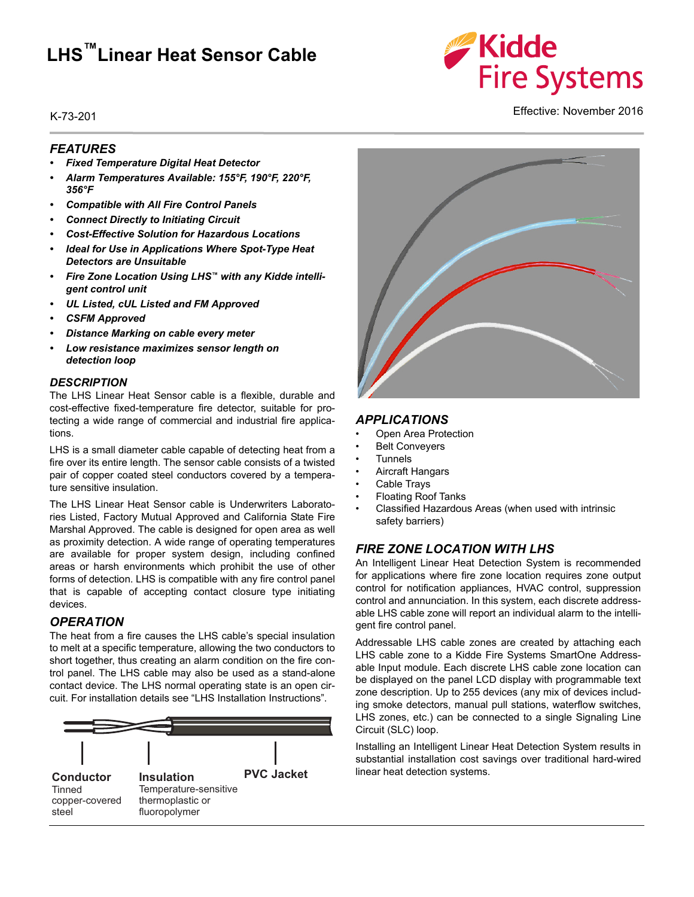# LHS™ Linear Heat Sensor Cable

K-73-201

Effective: November 2016

## FEATURES

- ***Fixed Temperature Digital Heat Detector***
- ***Alarm Temperatures Available: 155°F, 190°F, 220°F, 356°F***
- ***Compatible with All Fire Control Panels***
- ***Connect Directly to Initiating Circuit***
- ***Cost-Effective Solution for Hazardous Locations***
- ***Ideal for Use in Applications Where Spot-Type Heat Detectors are Unsuitable***
- ***Fire Zone Location Using LHS™ with any Kidde intelligent control unit***
- ***UL Listed, cUL Listed and FM Approved***
- ***CSFM Approved***
- ***Distance Marking on cable every meter***
- ***Low resistance maximizes sensor length on detection loop***

## DESCRIPTION

The LHS Linear Heat Sensor cable is a flexible, durable and cost-effective fixed-temperature fire detector, suitable for protecting a wide range of commercial and industrial fire applications.

LHS is a small diameter cable capable of detecting heat from a fire over its entire length. The sensor cable consists of a twisted pair of copper coated steel conductors covered by a temperature sensitive insulation.

The LHS Linear Heat Sensor cable is Underwriters Laboratories Listed, Factory Mutual Approved and California State Fire Marshal Approved. The cable is designed for open area as well as proximity detection. A wide range of operating temperatures are available for proper system design, including confined areas or harsh environments which prohibit the use of other forms of detection. LHS is compatible with any fire control panel that is capable of accepting contact closure type initiating devices.

## OPERATION

The heat from a fire causes the LHS cable's special insulation to melt at a specific temperature, allowing the two conductors to short together, thus creating an alarm condition on the fire control panel. The LHS cable may also be used as a stand-alone contact device. The LHS normal operating state is an open circuit. For installation details see "LHS Installation Instructions".

**Conductor**
Tinned copper-covered steel

**Insulation**
Temperature-sensitive thermoplastic or fluoropolymer

**PVC Jacket**

## APPLICATIONS

- Open Area Protection
- Belt Conveyers
- Tunnels
- Aircraft Hangars
- Cable Trays
- Floating Roof Tanks
- Classified Hazardous Areas (when used with intrinsic safety barriers)

## FIRE ZONE LOCATION WITH LHS

An Intelligent Linear Heat Detection System is recommended for applications where fire zone location requires zone output control for notification appliances, HVAC control, suppression control and annunciation. In this system, each discrete addressable LHS cable zone will report an individual alarm to the intelligent fire control panel.

Addressable LHS cable zones are created by attaching each LHS cable zone to a Kidde Fire Systems SmartOne Addressable Input module. Each discrete LHS cable zone location can be displayed on the panel LCD display with programmable text zone description. Up to 255 devices (any mix of devices including smoke detectors, manual pull stations, waterflow switches, LHS zones, etc.) can be connected to a single Signaling Line Circuit (SLC) loop.

Installing an Intelligent Linear Heat Detection System results in substantial installation cost savings over traditional hard-wired linear heat detection systems.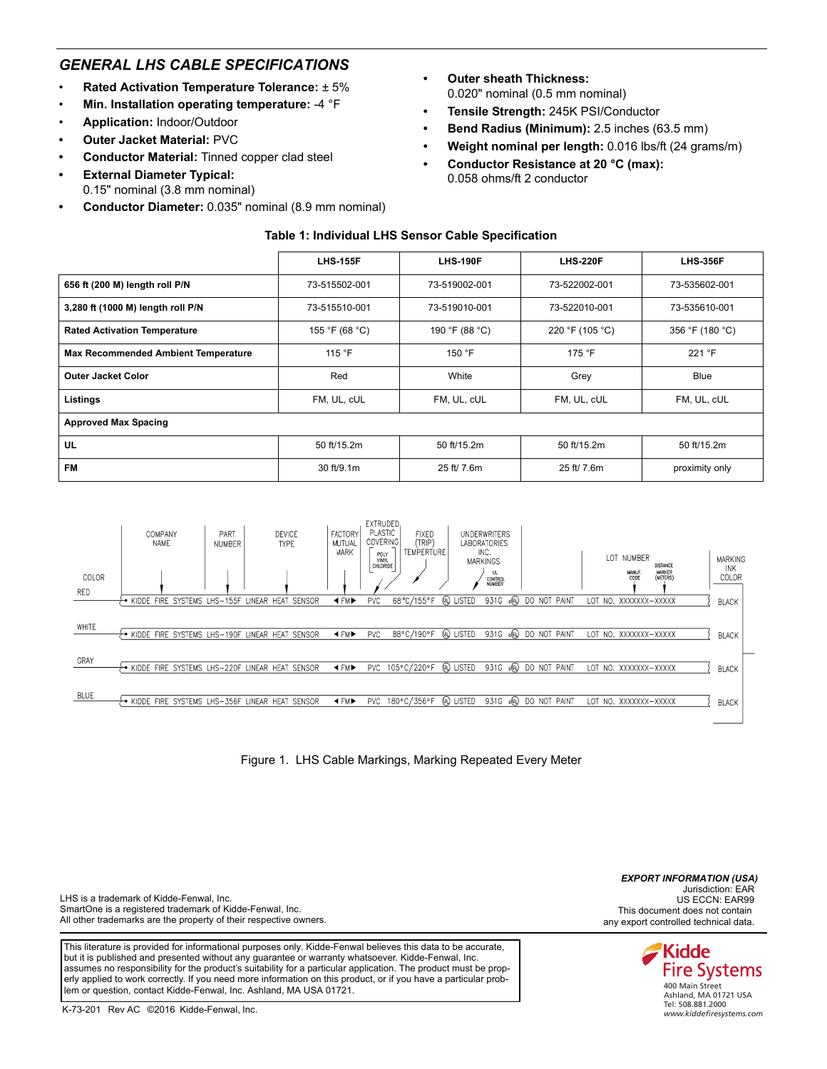## *GENERAL LHS CABLE SPECIFICATIONS*

- **Rated Activation Temperature Tolerance:** ± 5%
- **Min. Installation operating temperature:** -4 °F
- **Application:** Indoor/Outdoor
- **Outer Jacket Material:** PVC
- **Conductor Material:** Tinned copper clad steel
- **External Diameter Typical:** 0.15" nominal (3.8 mm nominal)
- **Conductor Diameter:** 0.035" nominal (8.9 mm nominal)
- **Outer sheath Thickness:** 0.020" nominal (0.5 mm nominal)
- **Tensile Strength:** 245K PSI/Conductor
- **Bend Radius (Minimum):** 2.5 inches (63.5 mm)
- **Weight nominal per length:** 0.016 lbs/ft (24 grams/m)
- **Conductor Resistance at 20 °C (max):** 0.058 ohms/ft 2 conductor

**Table 1: Individual LHS Sensor Cable Specification**

| | LHS-155F | LHS-190F | LHS-220F | LHS-356F |
|---|---|---|---|---|
| **656 ft (200 M) length roll P/N** | 73-515502-001 | 73-519002-001 | 73-522002-001 | 73-535602-001 |
| **3,280 ft (1000 M) length roll P/N** | 73-515510-001 | 73-519010-001 | 73-522010-001 | 73-535610-001 |
| **Rated Activation Temperature** | 155 °F (68 °C) | 190 °F (88 °C) | 220 °F (105 °C) | 356 °F (180 °C) |
| **Max Recommended Ambient Temperature** | 115 °F | 150 °F | 175 °F | 221 °F |
| **Outer Jacket Color** | Red | White | Grey | Blue |
| **Listings** | FM, UL, cUL | FM, UL, cUL | FM, UL, cUL | FM, UL, cUL |
| **Approved Max Spacing** | | | | |
| **UL** | 50 ft/15.2m | 50 ft/15.2m | 50 ft/15.2m | 50 ft/15.2m |
| **FM** | 30 ft/9.1m | 25 ft/ 7.6m | 25 ft/ 7.6m | proximity only |

COLOR | COMPANY NAME | PART NUMBER | DEVICE TYPE | FACTORY MUTUAL MARK | EXTRUDED PLASTIC COVERING (POLY VINYL CHLORIDE) | FIXED (TRIP) TEMPERTURE | UNDERWRITERS LABORATORIES INC. MARKINGS (UL CONTROL NUMBER) | LOT NUMBER (MANUF. CODE, DISTANCE MARKER (METERS)) | MARKING INK COLOR

RED — KIDDE FIRE SYSTEMS LHS-155F LINEAR HEAT SENSOR ◄FM► PVC 68°C/155°F UL LISTED 931G cUL DO NOT PAINT LOT NO. XXXXXXX-XXXXX — BLACK

WHITE — KIDDE FIRE SYSTEMS LHS-190F LINEAR HEAT SENSOR ◄FM► PVC 88°C/190°F UL LISTED 931G cUL DO NOT PAINT LOT NO. XXXXXXX-XXXXX — BLACK

GRAY — KIDDE FIRE SYSTEMS LHS-220F LINEAR HEAT SENSOR ◄FM► PVC 105°C/220°F UL LISTED 931G cUL DO NOT PAINT LOT NO. XXXXXXX-XXXXX — BLACK

BLUE — KIDDE FIRE SYSTEMS LHS-356F LINEAR HEAT SENSOR ◄FM► PVC 180°C/356°F UL LISTED 931G cUL DO NOT PAINT LOT NO. XXXXXXX-XXXXX — BLACK

Figure 1. LHS Cable Markings, Marking Repeated Every Meter

LHS is a trademark of Kidde-Fenwal, Inc.
SmartOne is a registered trademark of Kidde-Fenwal, Inc.
All other trademarks are the property of their respective owners.

***EXPORT INFORMATION (USA)***
Jurisdiction: EAR
US ECCN: EAR99
This document does not contain any export controlled technical data.

This literature is provided for informational purposes only. Kidde-Fenwal believes this data to be accurate, but it is published and presented without any guarantee or warranty whatsoever. Kidde-Fenwal, Inc. assumes no responsibility for the product's suitability for a particular application. The product must be properly applied to work correctly. If you need more information on this product, or if you have a particular problem or question, contact Kidde-Fenwal, Inc. Ashland, MA USA 01721.

K-73-201 Rev AC ©2016 Kidde-Fenwal, Inc.

Kidde Fire Systems
400 Main Street
Ashland, MA 01721 USA
Tel: 508.881.2000
www.kiddefiresystems.com